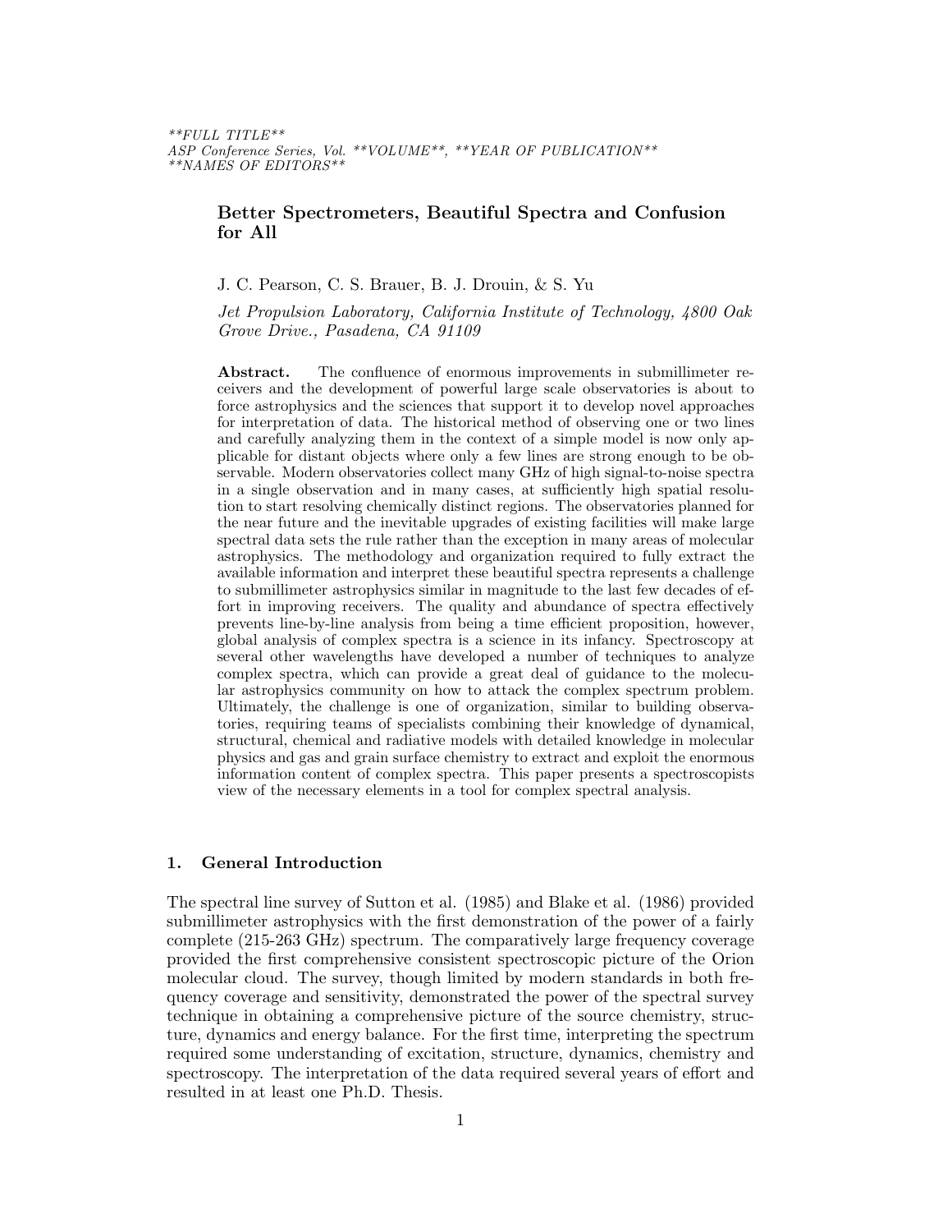# Better Spectrometers, Beautiful Spectra and Confusion for All

J. C. Pearson, C. S. Brauer, B. J. Drouin, & S. Yu

*Jet Propulsion Laboratory, California Institute of Technology, 4800 Oak Grove Drive., Pasadena, CA 91109*

**Abstract.** The confluence of enormous improvements in submillimeter receivers and the development of powerful large scale observatories is about to force astrophysics and the sciences that support it to develop novel approaches for interpretation of data. The historical method of observing one or two lines and carefully analyzing them in the context of a simple model is now only applicable for distant objects where only a few lines are strong enough to be observable. Modern observatories collect many GHz of high signal-to-noise spectra in a single observation and in many cases, at sufficiently high spatial resolution to start resolving chemically distinct regions. The observatories planned for the near future and the inevitable upgrades of existing facilities will make large spectral data sets the rule rather than the exception in many areas of molecular astrophysics. The methodology and organization required to fully extract the available information and interpret these beautiful spectra represents a challenge to submillimeter astrophysics similar in magnitude to the last few decades of effort in improving receivers. The quality and abundance of spectra effectively prevents line-by-line analysis from being a time efficient proposition, however, global analysis of complex spectra is a science in its infancy. Spectroscopy at several other wavelengths have developed a number of techniques to analyze complex spectra, which can provide a great deal of guidance to the molecular astrophysics community on how to attack the complex spectrum problem. Ultimately, the challenge is one of organization, similar to building observatories, requiring teams of specialists combining their knowledge of dynamical, structural, chemical and radiative models with detailed knowledge in molecular physics and gas and grain surface chemistry to extract and exploit the enormous information content of complex spectra. This paper presents a spectroscopists view of the necessary elements in a tool for complex spectral analysis.

## 1. General Introduction

The spectral line survey of Sutton et al. (1985) and Blake et al. (1986) provided submillimeter astrophysics with the first demonstration of the power of a fairly complete (215-263 GHz) spectrum. The comparatively large frequency coverage provided the first comprehensive consistent spectroscopic picture of the Orion molecular cloud. The survey, though limited by modern standards in both frequency coverage and sensitivity, demonstrated the power of the spectral survey technique in obtaining a comprehensive picture of the source chemistry, structure, dynamics and energy balance. For the first time, interpreting the spectrum required some understanding of excitation, structure, dynamics, chemistry and spectroscopy. The interpretation of the data required several years of effort and resulted in at least one Ph.D. Thesis.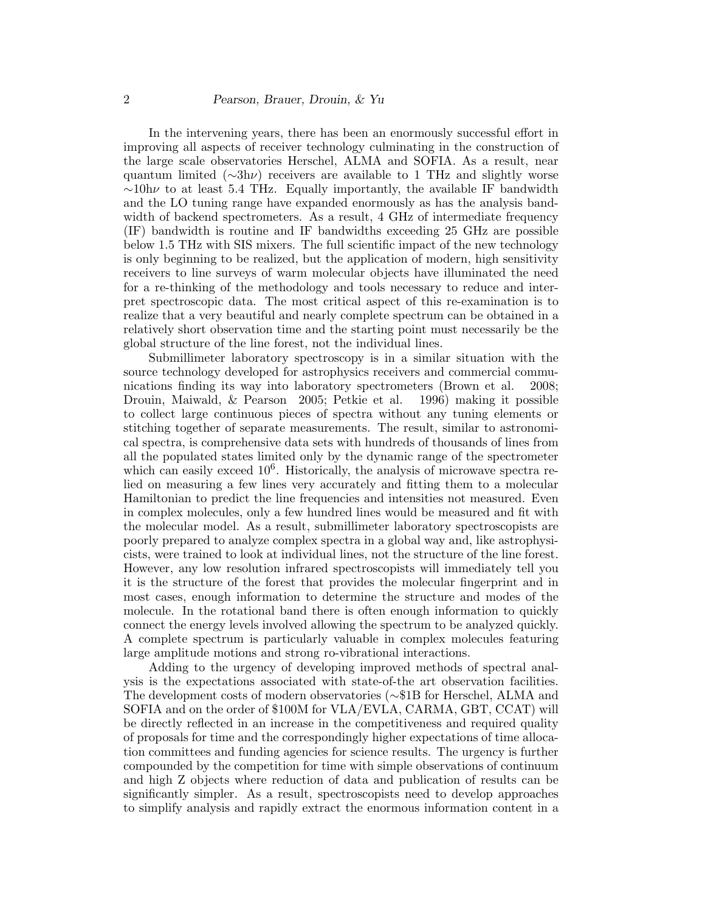In the intervening years, there has been an enormously successful effort in improving all aspects of receiver technology culminating in the construction of the large scale observatories Herschel, ALMA and SOFIA. As a result, near quantum limited ($\sim$3h$\nu$) receivers are available to 1 THz and slightly worse $\sim$10h$\nu$ to at least 5.4 THz. Equally importantly, the available IF bandwidth and the LO tuning range have expanded enormously as has the analysis bandwidth of backend spectrometers. As a result, 4 GHz of intermediate frequency (IF) bandwidth is routine and IF bandwidths exceeding 25 GHz are possible below 1.5 THz with SIS mixers. The full scientific impact of the new technology is only beginning to be realized, but the application of modern, high sensitivity receivers to line surveys of warm molecular objects have illuminated the need for a re-thinking of the methodology and tools necessary to reduce and interpret spectroscopic data. The most critical aspect of this re-examination is to realize that a very beautiful and nearly complete spectrum can be obtained in a relatively short observation time and the starting point must necessarily be the global structure of the line forest, not the individual lines.

Submillimeter laboratory spectroscopy is in a similar situation with the source technology developed for astrophysics receivers and commercial communications finding its way into laboratory spectrometers (Brown et al. 2008; Drouin, Maiwald, & Pearson 2005; Petkie et al. 1996) making it possible to collect large continuous pieces of spectra without any tuning elements or stitching together of separate measurements. The result, similar to astronomical spectra, is comprehensive data sets with hundreds of thousands of lines from all the populated states limited only by the dynamic range of the spectrometer which can easily exceed $10^6$. Historically, the analysis of microwave spectra relied on measuring a few lines very accurately and fitting them to a molecular Hamiltonian to predict the line frequencies and intensities not measured. Even in complex molecules, only a few hundred lines would be measured and fit with the molecular model. As a result, submillimeter laboratory spectroscopists are poorly prepared to analyze complex spectra in a global way and, like astrophysicists, were trained to look at individual lines, not the structure of the line forest. However, any low resolution infrared spectroscopists will immediately tell you it is the structure of the forest that provides the molecular fingerprint and in most cases, enough information to determine the structure and modes of the molecule. In the rotational band there is often enough information to quickly connect the energy levels involved allowing the spectrum to be analyzed quickly. A complete spectrum is particularly valuable in complex molecules featuring large amplitude motions and strong ro-vibrational interactions.

Adding to the urgency of developing improved methods of spectral analysis is the expectations associated with state-of-the art observation facilities. The development costs of modern observatories ($\sim$\$1B for Herschel, ALMA and SOFIA and on the order of \$100M for VLA/EVLA, CARMA, GBT, CCAT) will be directly reflected in an increase in the competitiveness and required quality of proposals for time and the correspondingly higher expectations of time allocation committees and funding agencies for science results. The urgency is further compounded by the competition for time with simple observations of continuum and high Z objects where reduction of data and publication of results can be significantly simpler. As a result, spectroscopists need to develop approaches to simplify analysis and rapidly extract the enormous information content in a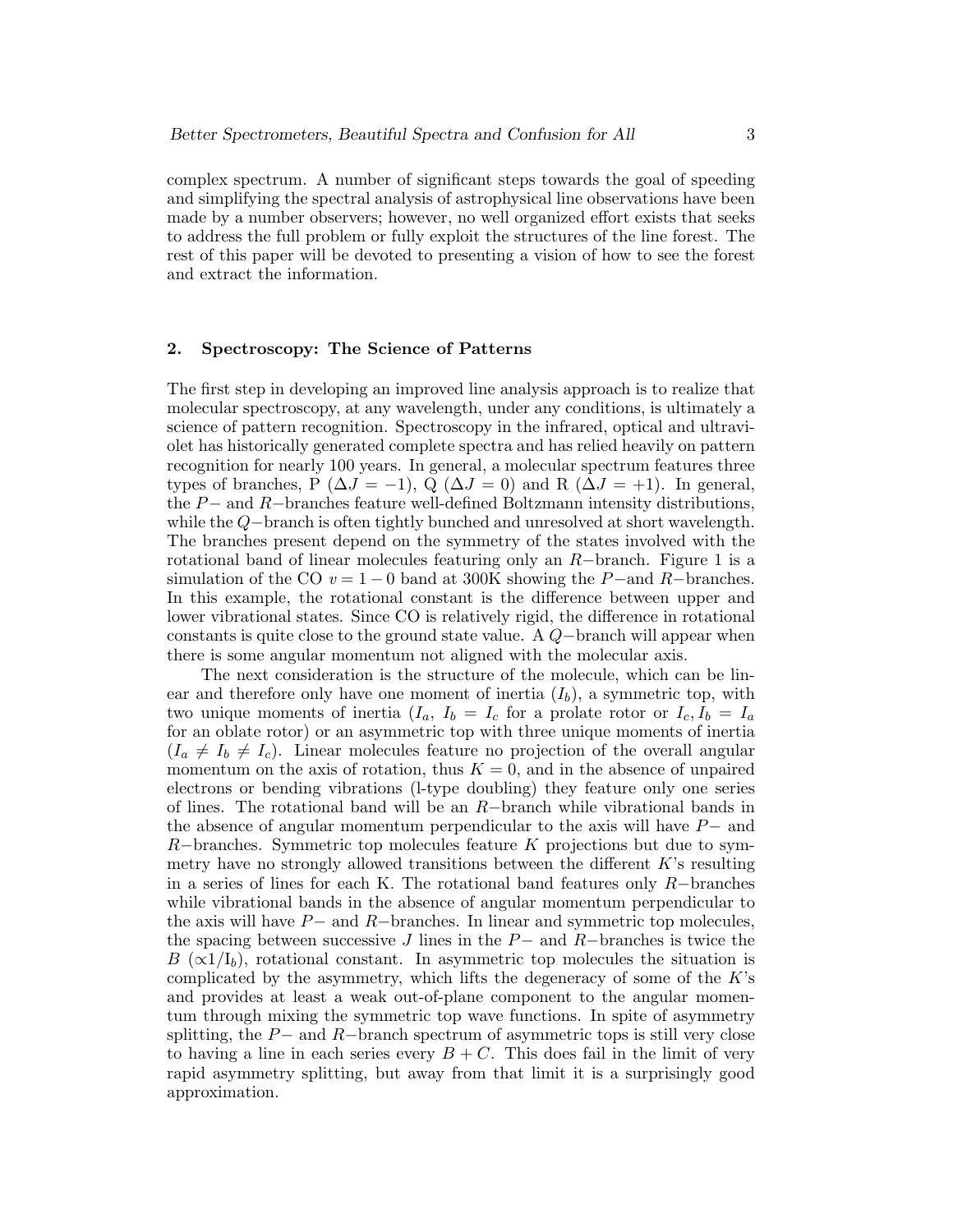complex spectrum. A number of significant steps towards the goal of speeding and simplifying the spectral analysis of astrophysical line observations have been made by a number observers; however, no well organized effort exists that seeks to address the full problem or fully exploit the structures of the line forest. The rest of this paper will be devoted to presenting a vision of how to see the forest and extract the information.

## 2. Spectroscopy: The Science of Patterns

The first step in developing an improved line analysis approach is to realize that molecular spectroscopy, at any wavelength, under any conditions, is ultimately a science of pattern recognition. Spectroscopy in the infrared, optical and ultraviolet has historically generated complete spectra and has relied heavily on pattern recognition for nearly 100 years. In general, a molecular spectrum features three types of branches, P ($\Delta J = -1$), Q ($\Delta J = 0$) and R ($\Delta J = +1$). In general, the $P-$ and $R-$branches feature well-defined Boltzmann intensity distributions, while the $Q-$branch is often tightly bunched and unresolved at short wavelength. The branches present depend on the symmetry of the states involved with the rotational band of linear molecules featuring only an $R-$branch. Figure 1 is a simulation of the CO $v = 1-0$ band at 300K showing the $P-$and $R-$branches. In this example, the rotational constant is the difference between upper and lower vibrational states. Since CO is relatively rigid, the difference in rotational constants is quite close to the ground state value. A $Q-$branch will appear when there is some angular momentum not aligned with the molecular axis.

The next consideration is the structure of the molecule, which can be linear and therefore only have one moment of inertia ($I_b$), a symmetric top, with two unique moments of inertia ($I_a$, $I_b = I_c$ for a prolate rotor or $I_c, I_b = I_a$ for an oblate rotor) or an asymmetric top with three unique moments of inertia ($I_a \neq I_b \neq I_c$). Linear molecules feature no projection of the overall angular momentum on the axis of rotation, thus $K = 0$, and in the absence of unpaired electrons or bending vibrations (l-type doubling) they feature only one series of lines. The rotational band will be an $R-$branch while vibrational bands in the absence of angular momentum perpendicular to the axis will have $P-$ and $R-$branches. Symmetric top molecules feature $K$ projections but due to symmetry have no strongly allowed transitions between the different $K$'s resulting in a series of lines for each K. The rotational band features only $R-$branches while vibrational bands in the absence of angular momentum perpendicular to the axis will have $P-$ and $R-$branches. In linear and symmetric top molecules, the spacing between successive $J$ lines in the $P-$ and $R-$branches is twice the $B$ ($\propto 1/I_b$), rotational constant. In asymmetric top molecules the situation is complicated by the asymmetry, which lifts the degeneracy of some of the $K$'s and provides at least a weak out-of-plane component to the angular momentum through mixing the symmetric top wave functions. In spite of asymmetry splitting, the $P-$ and $R-$branch spectrum of asymmetric tops is still very close to having a line in each series every $B + C$. This does fail in the limit of very rapid asymmetry splitting, but away from that limit it is a surprisingly good approximation.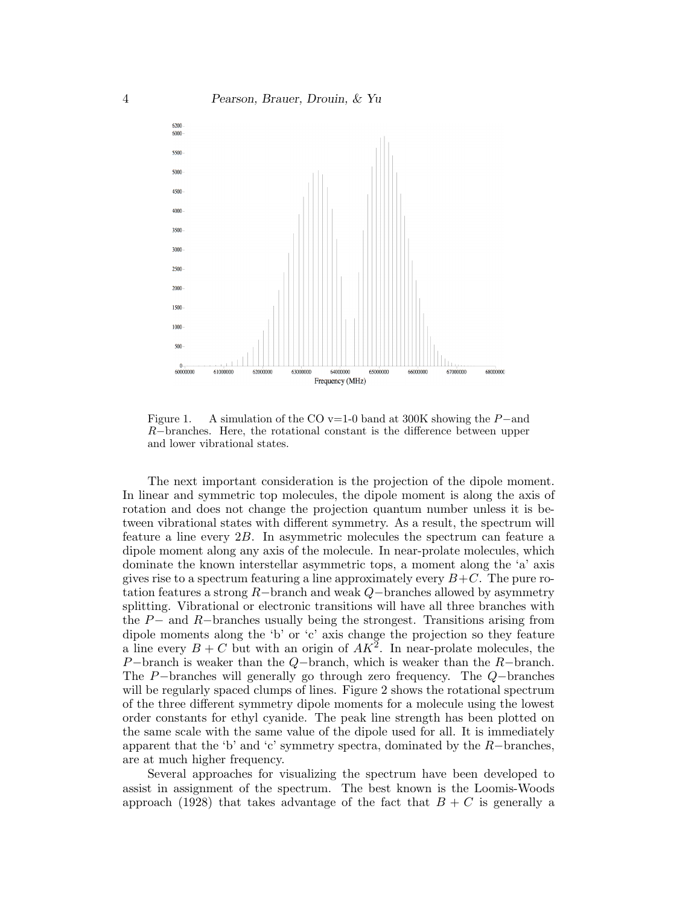Figure 1. A simulation of the CO v=1-0 band at 300K showing the $P-$and $R-$branches. Here, the rotational constant is the difference between upper and lower vibrational states.

The next important consideration is the projection of the dipole moment. In linear and symmetric top molecules, the dipole moment is along the axis of rotation and does not change the projection quantum number unless it is between vibrational states with different symmetry. As a result, the spectrum will feature a line every $2B$. In asymmetric molecules the spectrum can feature a dipole moment along any axis of the molecule. In near-prolate molecules, which dominate the known interstellar asymmetric tops, a moment along the 'a' axis gives rise to a spectrum featuring a line approximately every $B+C$. The pure rotation features a strong $R-$branch and weak $Q-$branches allowed by asymmetry splitting. Vibrational or electronic transitions will have all three branches with the $P-$ and $R-$branches usually being the strongest. Transitions arising from dipole moments along the 'b' or 'c' axis change the projection so they feature a line every $B+C$ but with an origin of $AK^2$. In near-prolate molecules, the $P-$branch is weaker than the $Q-$branch, which is weaker than the $R-$branch. The $P-$branches will generally go through zero frequency. The $Q-$branches will be regularly spaced clumps of lines. Figure 2 shows the rotational spectrum of the three different symmetry dipole moments for a molecule using the lowest order constants for ethyl cyanide. The peak line strength has been plotted on the same scale with the same value of the dipole used for all. It is immediately apparent that the 'b' and 'c' symmetry spectra, dominated by the $R-$branches, are at much higher frequency.

Several approaches for visualizing the spectrum have been developed to assist in assignment of the spectrum. The best known is the Loomis-Woods approach (1928) that takes advantage of the fact that $B+C$ is generally a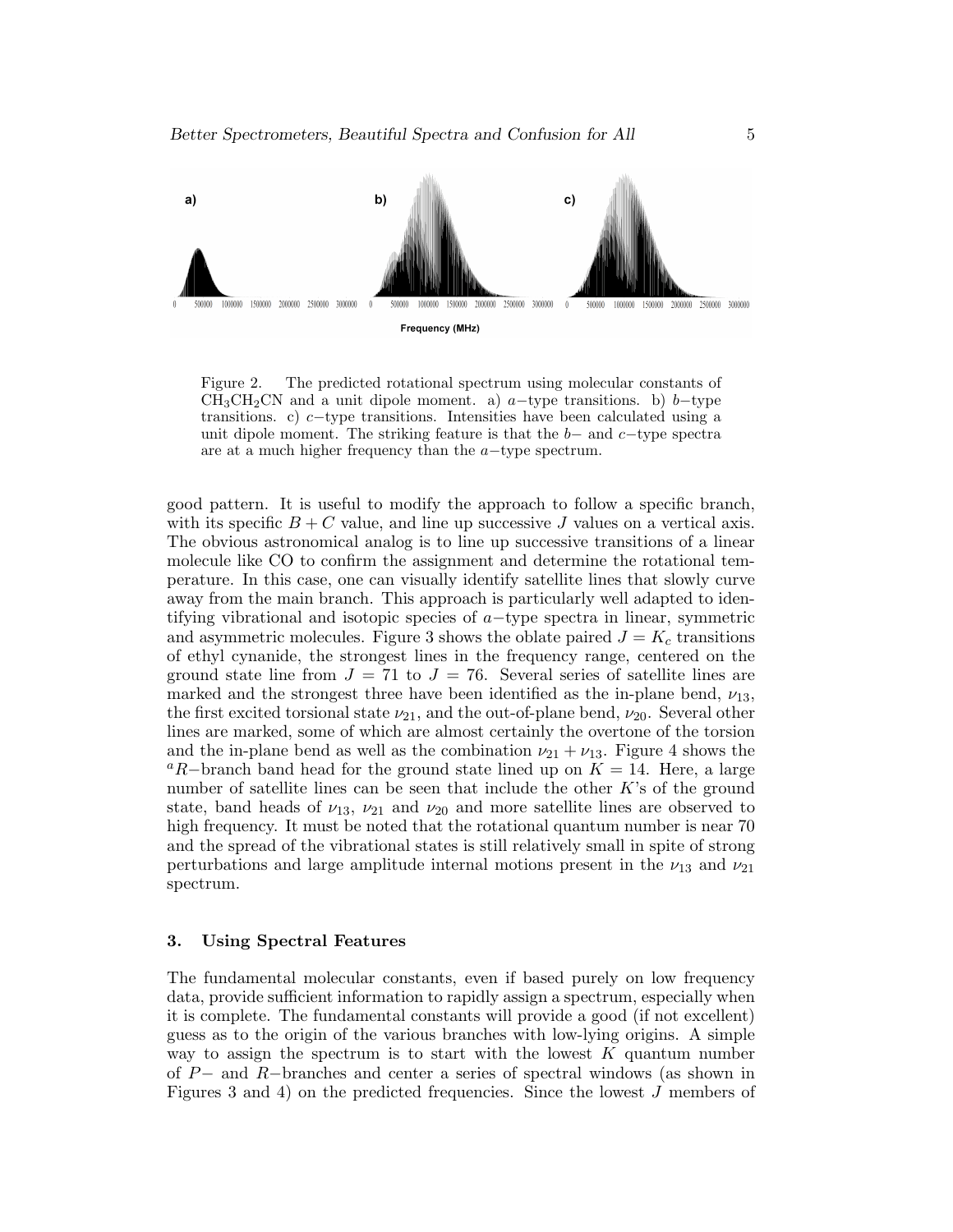Figure 2. The predicted rotational spectrum using molecular constants of $CH_3CH_2CN$ and a unit dipole moment. a) $a-$type transitions. b) $b-$type transitions. c) $c-$type transitions. Intensities have been calculated using a unit dipole moment. The striking feature is that the $b-$ and $c-$type spectra are at a much higher frequency than the $a-$type spectrum.

good pattern. It is useful to modify the approach to follow a specific branch, with its specific $B + C$ value, and line up successive $J$ values on a vertical axis. The obvious astronomical analog is to line up successive transitions of a linear molecule like CO to confirm the assignment and determine the rotational temperature. In this case, one can visually identify satellite lines that slowly curve away from the main branch. This approach is particularly well adapted to identifying vibrational and isotopic species of $a-$type spectra in linear, symmetric and asymmetric molecules. Figure 3 shows the oblate paired $J = K_c$ transitions of ethyl cynanide, the strongest lines in the frequency range, centered on the ground state line from $J = 71$ to $J = 76$. Several series of satellite lines are marked and the strongest three have been identified as the in-plane bend, $\nu_{13}$, the first excited torsional state $\nu_{21}$, and the out-of-plane bend, $\nu_{20}$. Several other lines are marked, some of which are almost certainly the overtone of the torsion and the in-plane bend as well as the combination $\nu_{21} + \nu_{13}$. Figure 4 shows the ${}^{a}R-$branch band head for the ground state lined up on $K = 14$. Here, a large number of satellite lines can be seen that include the other $K$'s of the ground state, band heads of $\nu_{13}$, $\nu_{21}$ and $\nu_{20}$ and more satellite lines are observed to high frequency. It must be noted that the rotational quantum number is near 70 and the spread of the vibrational states is still relatively small in spite of strong perturbations and large amplitude internal motions present in the $\nu_{13}$ and $\nu_{21}$ spectrum.

## 3. Using Spectral Features

The fundamental molecular constants, even if based purely on low frequency data, provide sufficient information to rapidly assign a spectrum, especially when it is complete. The fundamental constants will provide a good (if not excellent) guess as to the origin of the various branches with low-lying origins. A simple way to assign the spectrum is to start with the lowest $K$ quantum number of $P-$ and $R-$branches and center a series of spectral windows (as shown in Figures 3 and 4) on the predicted frequencies. Since the lowest $J$ members of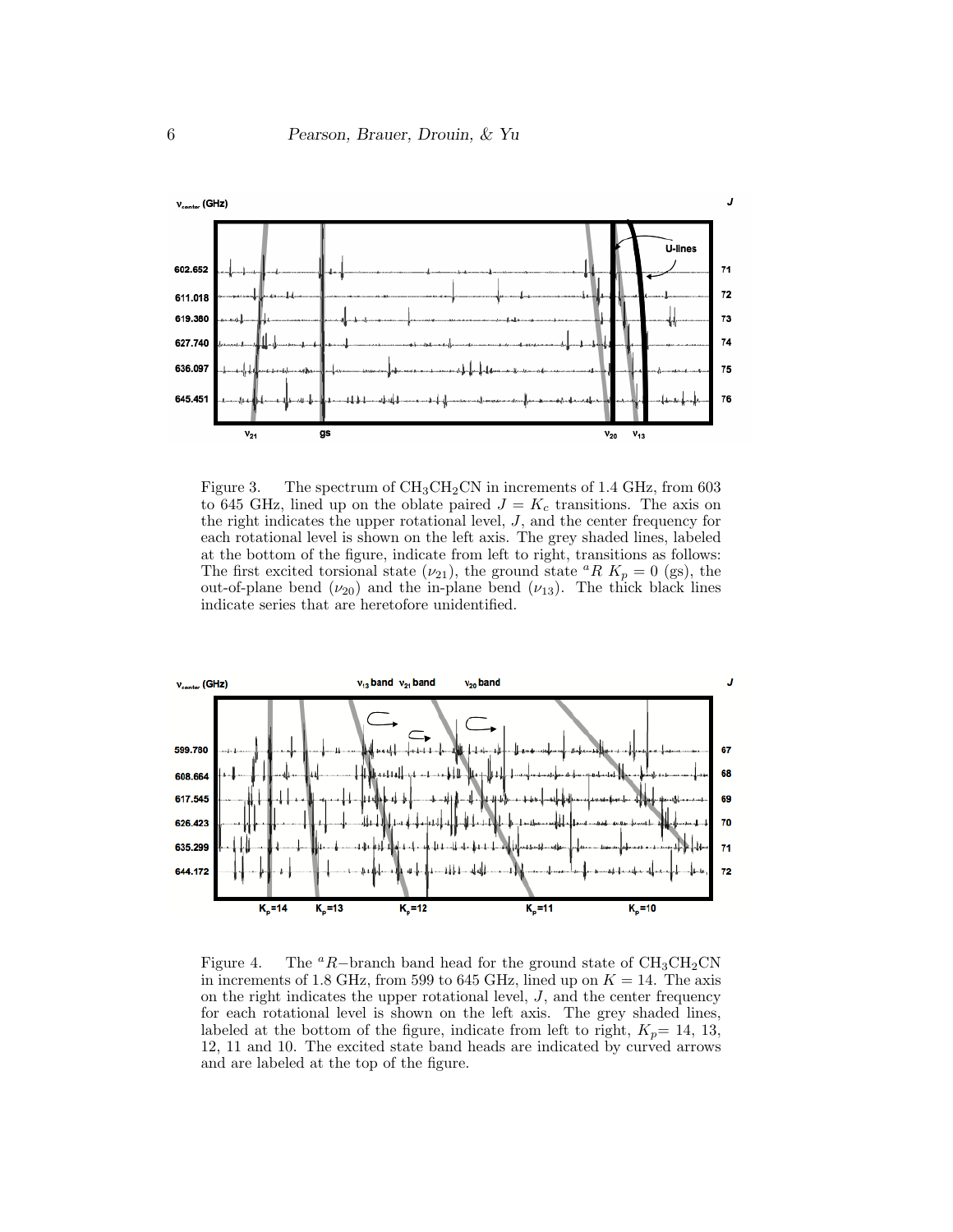Figure 3. The spectrum of $CH_3CH_2CN$ in increments of 1.4 GHz, from 603 to 645 GHz, lined up on the oblate paired $J = K_c$ transitions. The axis on the right indicates the upper rotational level, $J$, and the center frequency for each rotational level is shown on the left axis. The grey shaded lines, labeled at the bottom of the figure, indicate from left to right, transitions as follows: The first excited torsional state ($\nu_{21}$), the ground state $^{a}R$ $K_p = 0$ (gs), the out-of-plane bend ($\nu_{20}$) and the in-plane bend ($\nu_{13}$). The thick black lines indicate series that are heretofore unidentified.

Figure 4. The $^{a}R$−branch band head for the ground state of $CH_3CH_2CN$ in increments of 1.8 GHz, from 599 to 645 GHz, lined up on $K = 14$. The axis on the right indicates the upper rotational level, $J$, and the center frequency for each rotational level is shown on the left axis. The grey shaded lines, labeled at the bottom of the figure, indicate from left to right, $K_p$= 14, 13, 12, 11 and 10. The excited state band heads are indicated by curved arrows and are labeled at the top of the figure.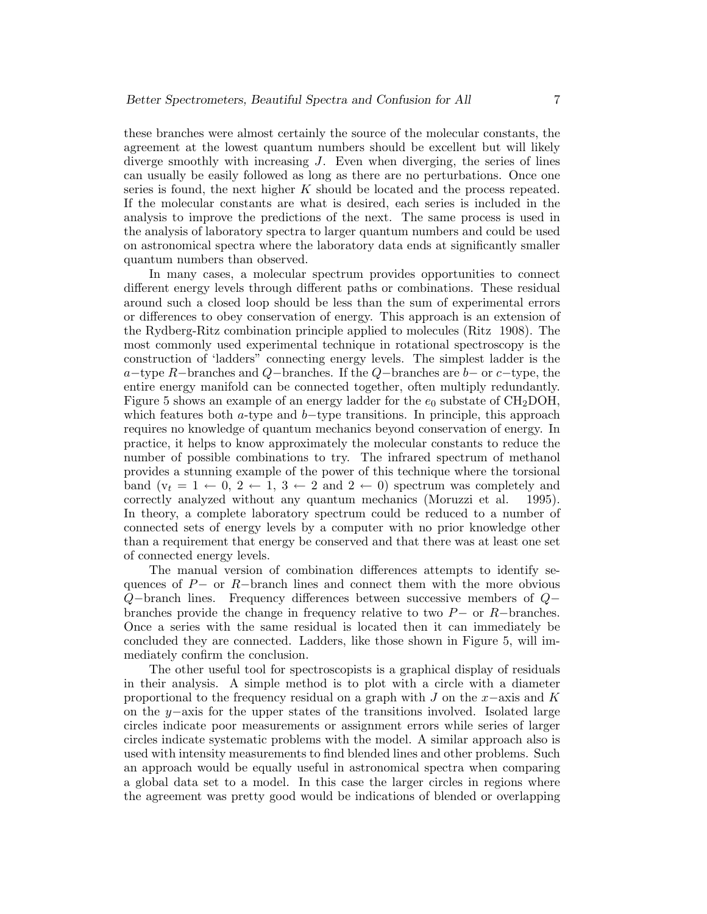these branches were almost certainly the source of the molecular constants, the agreement at the lowest quantum numbers should be excellent but will likely diverge smoothly with increasing $J$. Even when diverging, the series of lines can usually be easily followed as long as there are no perturbations. Once one series is found, the next higher $K$ should be located and the process repeated. If the molecular constants are what is desired, each series is included in the analysis to improve the predictions of the next. The same process is used in the analysis of laboratory spectra to larger quantum numbers and could be used on astronomical spectra where the laboratory data ends at significantly smaller quantum numbers than observed.

In many cases, a molecular spectrum provides opportunities to connect different energy levels through different paths or combinations. These residual around such a closed loop should be less than the sum of experimental errors or differences to obey conservation of energy. This approach is an extension of the Rydberg-Ritz combination principle applied to molecules (Ritz 1908). The most commonly used experimental technique in rotational spectroscopy is the construction of 'ladders" connecting energy levels. The simplest ladder is the $a-$type $R-$branches and $Q-$branches. If the $Q-$branches are $b-$ or $c-$type, the entire energy manifold can be connected together, often multiply redundantly. Figure 5 shows an example of an energy ladder for the $e_0$ substate of $CH_2DOH$, which features both $a$-type and $b-$type transitions. In principle, this approach requires no knowledge of quantum mechanics beyond conservation of energy. In practice, it helps to know approximately the molecular constants to reduce the number of possible combinations to try. The infrared spectrum of methanol provides a stunning example of the power of this technique where the torsional band ($v_t = 1 \leftarrow 0$, $2 \leftarrow 1$, $3 \leftarrow 2$ and $2 \leftarrow 0$) spectrum was completely and correctly analyzed without any quantum mechanics (Moruzzi et al. 1995). In theory, a complete laboratory spectrum could be reduced to a number of connected sets of energy levels by a computer with no prior knowledge other than a requirement that energy be conserved and that there was at least one set of connected energy levels.

The manual version of combination differences attempts to identify sequences of $P-$ or $R-$branch lines and connect them with the more obvious $Q-$branch lines. Frequency differences between successive members of $Q-$branches provide the change in frequency relative to two $P-$ or $R-$branches. Once a series with the same residual is located then it can immediately be concluded they are connected. Ladders, like those shown in Figure 5, will immediately confirm the conclusion.

The other useful tool for spectroscopists is a graphical display of residuals in their analysis. A simple method is to plot with a circle with a diameter proportional to the frequency residual on a graph with $J$ on the $x-$axis and $K$ on the $y-$axis for the upper states of the transitions involved. Isolated large circles indicate poor measurements or assignment errors while series of larger circles indicate systematic problems with the model. A similar approach also is used with intensity measurements to find blended lines and other problems. Such an approach would be equally useful in astronomical spectra when comparing a global data set to a model. In this case the larger circles in regions where the agreement was pretty good would be indications of blended or overlapping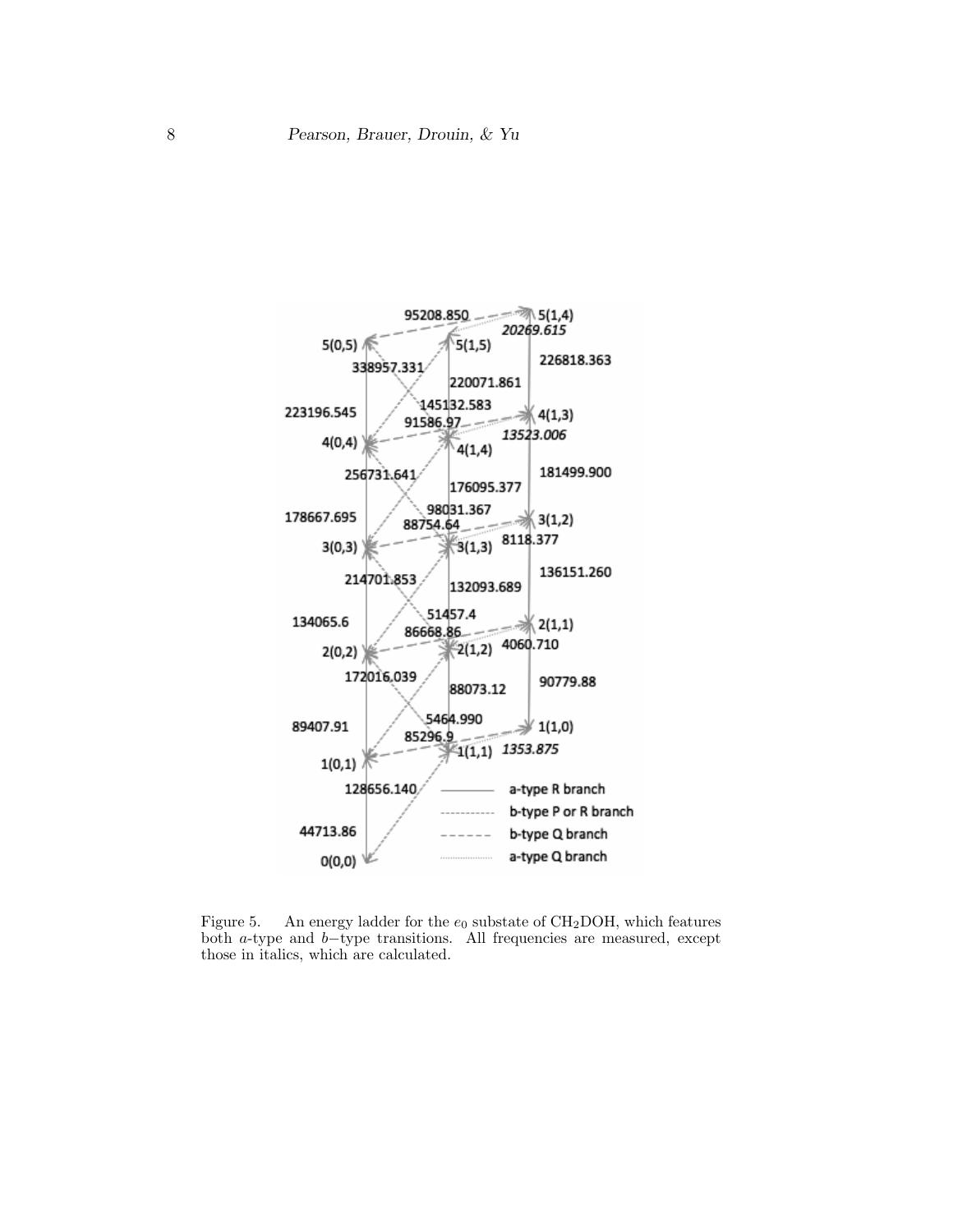Figure 5. An energy ladder for the $e_0$ substate of $CH_2DOH$, which features both $a$-type and $b$−type transitions. All frequencies are measured, except those in italics, which are calculated.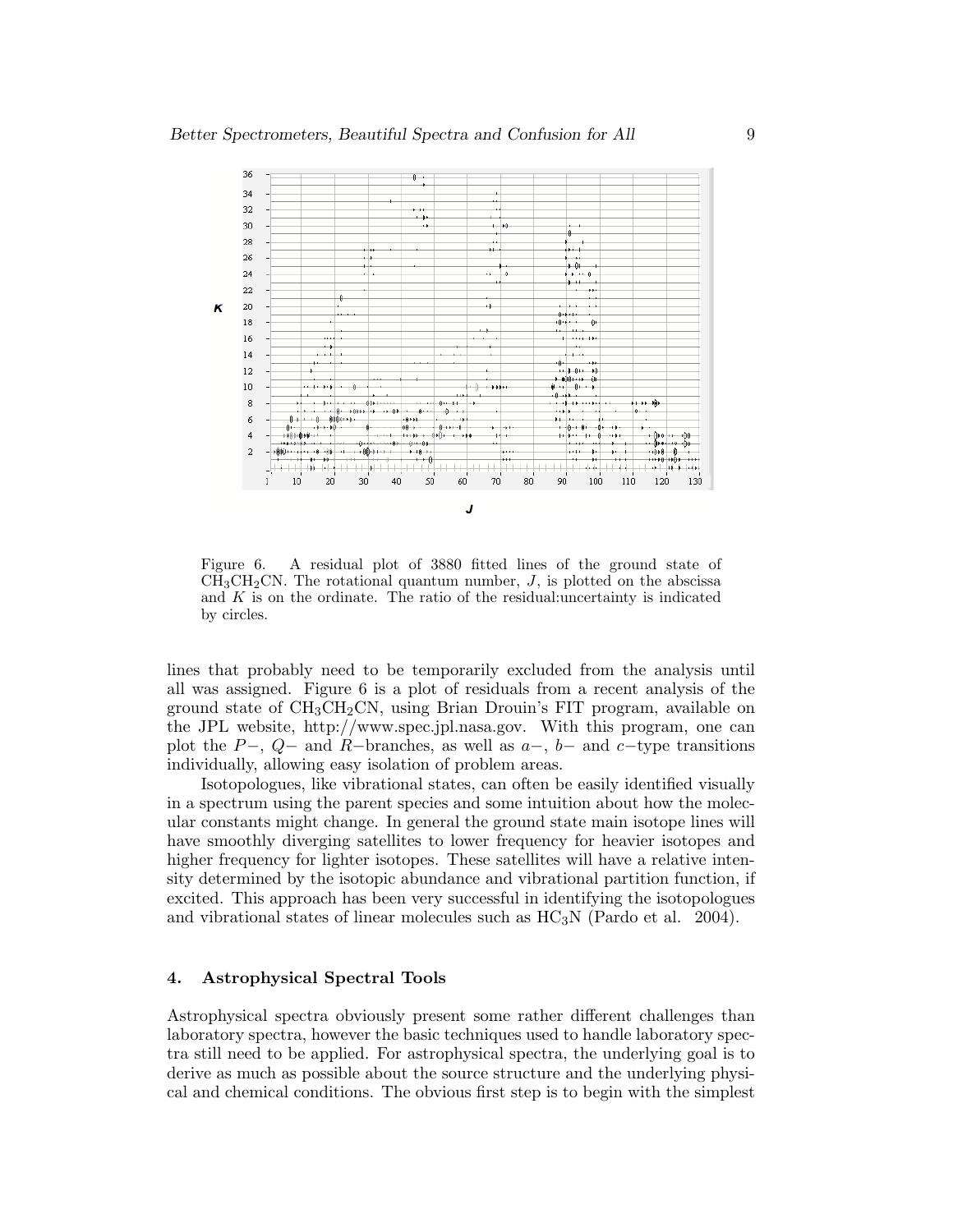Figure 6. A residual plot of 3880 fitted lines of the ground state of $CH_3CH_2CN$. The rotational quantum number, $J$, is plotted on the abscissa and $K$ is on the ordinate. The ratio of the residual:uncertainty is indicated by circles.

lines that probably need to be temporarily excluded from the analysis until all was assigned. Figure 6 is a plot of residuals from a recent analysis of the ground state of $CH_3CH_2CN$, using Brian Drouin's FIT program, available on the JPL website, http://www.spec.jpl.nasa.gov. With this program, one can plot the $P-$, $Q-$ and $R-$branches, as well as $a-$, $b-$ and $c-$type transitions individually, allowing easy isolation of problem areas.

Isotopologues, like vibrational states, can often be easily identified visually in a spectrum using the parent species and some intuition about how the molecular constants might change. In general the ground state main isotope lines will have smoothly diverging satellites to lower frequency for heavier isotopes and higher frequency for lighter isotopes. These satellites will have a relative intensity determined by the isotopic abundance and vibrational partition function, if excited. This approach has been very successful in identifying the isotopologues and vibrational states of linear molecules such as $HC_3N$ (Pardo et al. 2004).

## 4. Astrophysical Spectral Tools

Astrophysical spectra obviously present some rather different challenges than laboratory spectra, however the basic techniques used to handle laboratory spectra still need to be applied. For astrophysical spectra, the underlying goal is to derive as much as possible about the source structure and the underlying physical and chemical conditions. The obvious first step is to begin with the simplest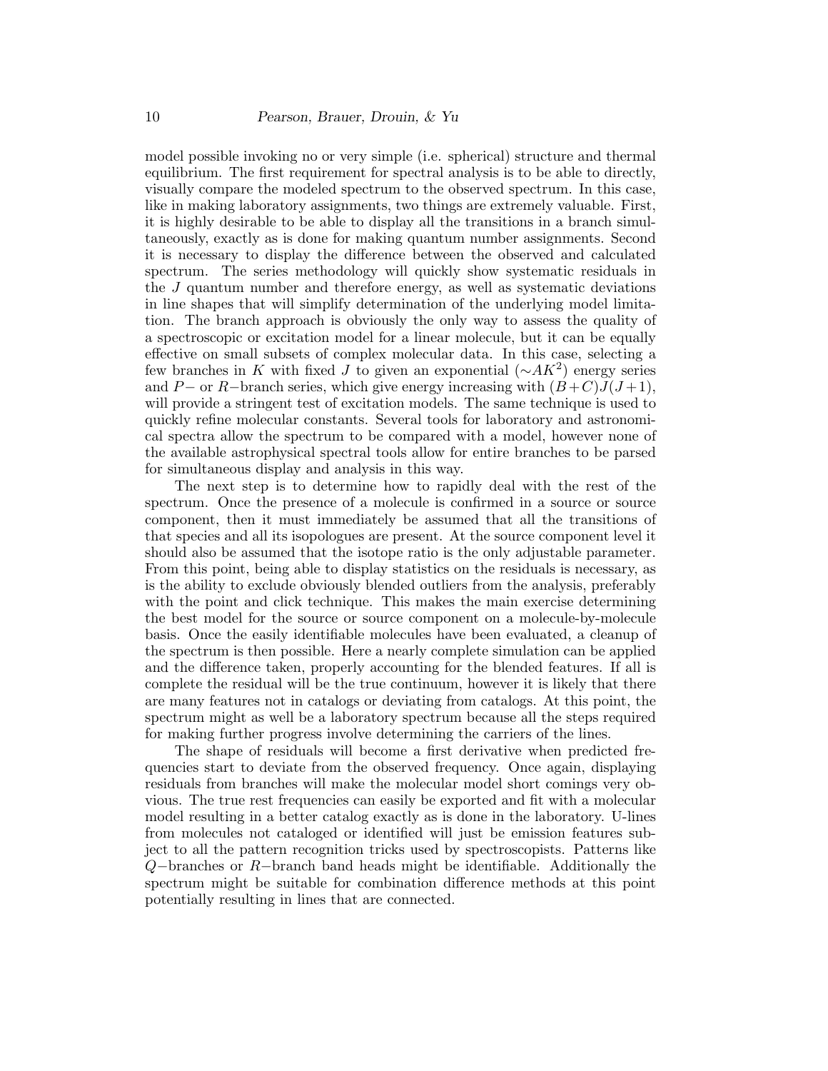model possible invoking no or very simple (i.e. spherical) structure and thermal equilibrium. The first requirement for spectral analysis is to be able to directly, visually compare the modeled spectrum to the observed spectrum. In this case, like in making laboratory assignments, two things are extremely valuable. First, it is highly desirable to be able to display all the transitions in a branch simultaneously, exactly as is done for making quantum number assignments. Second it is necessary to display the difference between the observed and calculated spectrum. The series methodology will quickly show systematic residuals in the $J$ quantum number and therefore energy, as well as systematic deviations in line shapes that will simplify determination of the underlying model limitation. The branch approach is obviously the only way to assess the quality of a spectroscopic or excitation model for a linear molecule, but it can be equally effective on small subsets of complex molecular data. In this case, selecting a few branches in $K$ with fixed $J$ to given an exponential ($\sim AK^2$) energy series and $P-$ or $R-$branch series, which give energy increasing with $(B+C)J(J+1)$, will provide a stringent test of excitation models. The same technique is used to quickly refine molecular constants. Several tools for laboratory and astronomical spectra allow the spectrum to be compared with a model, however none of the available astrophysical spectral tools allow for entire branches to be parsed for simultaneous display and analysis in this way.

The next step is to determine how to rapidly deal with the rest of the spectrum. Once the presence of a molecule is confirmed in a source or source component, then it must immediately be assumed that all the transitions of that species and all its isopologues are present. At the source component level it should also be assumed that the isotope ratio is the only adjustable parameter. From this point, being able to display statistics on the residuals is necessary, as is the ability to exclude obviously blended outliers from the analysis, preferably with the point and click technique. This makes the main exercise determining the best model for the source or source component on a molecule-by-molecule basis. Once the easily identifiable molecules have been evaluated, a cleanup of the spectrum is then possible. Here a nearly complete simulation can be applied and the difference taken, properly accounting for the blended features. If all is complete the residual will be the true continuum, however it is likely that there are many features not in catalogs or deviating from catalogs. At this point, the spectrum might as well be a laboratory spectrum because all the steps required for making further progress involve determining the carriers of the lines.

The shape of residuals will become a first derivative when predicted frequencies start to deviate from the observed frequency. Once again, displaying residuals from branches will make the molecular model short comings very obvious. The true rest frequencies can easily be exported and fit with a molecular model resulting in a better catalog exactly as is done in the laboratory. U-lines from molecules not cataloged or identified will just be emission features subject to all the pattern recognition tricks used by spectroscopists. Patterns like $Q-$branches or $R-$branch band heads might be identifiable. Additionally the spectrum might be suitable for combination difference methods at this point potentially resulting in lines that are connected.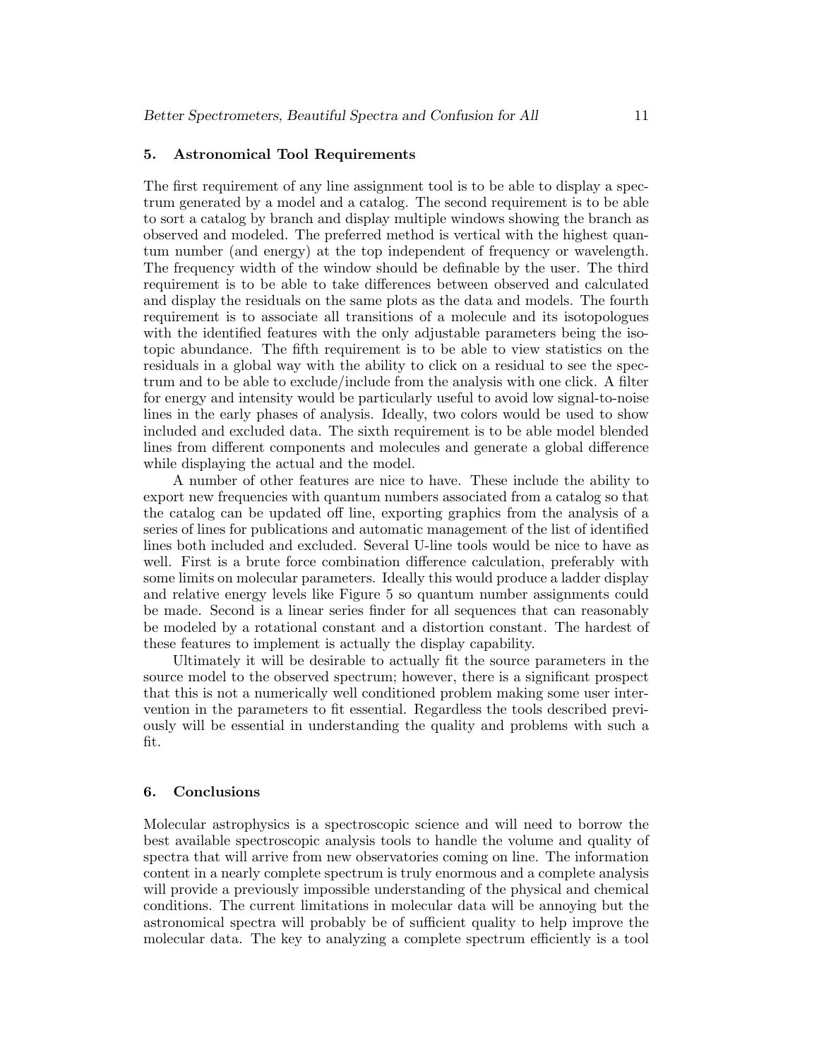## 5. Astronomical Tool Requirements

The first requirement of any line assignment tool is to be able to display a spectrum generated by a model and a catalog. The second requirement is to be able to sort a catalog by branch and display multiple windows showing the branch as observed and modeled. The preferred method is vertical with the highest quantum number (and energy) at the top independent of frequency or wavelength. The frequency width of the window should be definable by the user. The third requirement is to be able to take differences between observed and calculated and display the residuals on the same plots as the data and models. The fourth requirement is to associate all transitions of a molecule and its isotopologues with the identified features with the only adjustable parameters being the isotopic abundance. The fifth requirement is to be able to view statistics on the residuals in a global way with the ability to click on a residual to see the spectrum and to be able to exclude/include from the analysis with one click. A filter for energy and intensity would be particularly useful to avoid low signal-to-noise lines in the early phases of analysis. Ideally, two colors would be used to show included and excluded data. The sixth requirement is to be able model blended lines from different components and molecules and generate a global difference while displaying the actual and the model.

A number of other features are nice to have. These include the ability to export new frequencies with quantum numbers associated from a catalog so that the catalog can be updated off line, exporting graphics from the analysis of a series of lines for publications and automatic management of the list of identified lines both included and excluded. Several U-line tools would be nice to have as well. First is a brute force combination difference calculation, preferably with some limits on molecular parameters. Ideally this would produce a ladder display and relative energy levels like Figure 5 so quantum number assignments could be made. Second is a linear series finder for all sequences that can reasonably be modeled by a rotational constant and a distortion constant. The hardest of these features to implement is actually the display capability.

Ultimately it will be desirable to actually fit the source parameters in the source model to the observed spectrum; however, there is a significant prospect that this is not a numerically well conditioned problem making some user intervention in the parameters to fit essential. Regardless the tools described previously will be essential in understanding the quality and problems with such a fit.

## 6. Conclusions

Molecular astrophysics is a spectroscopic science and will need to borrow the best available spectroscopic analysis tools to handle the volume and quality of spectra that will arrive from new observatories coming on line. The information content in a nearly complete spectrum is truly enormous and a complete analysis will provide a previously impossible understanding of the physical and chemical conditions. The current limitations in molecular data will be annoying but the astronomical spectra will probably be of sufficient quality to help improve the molecular data. The key to analyzing a complete spectrum efficiently is a tool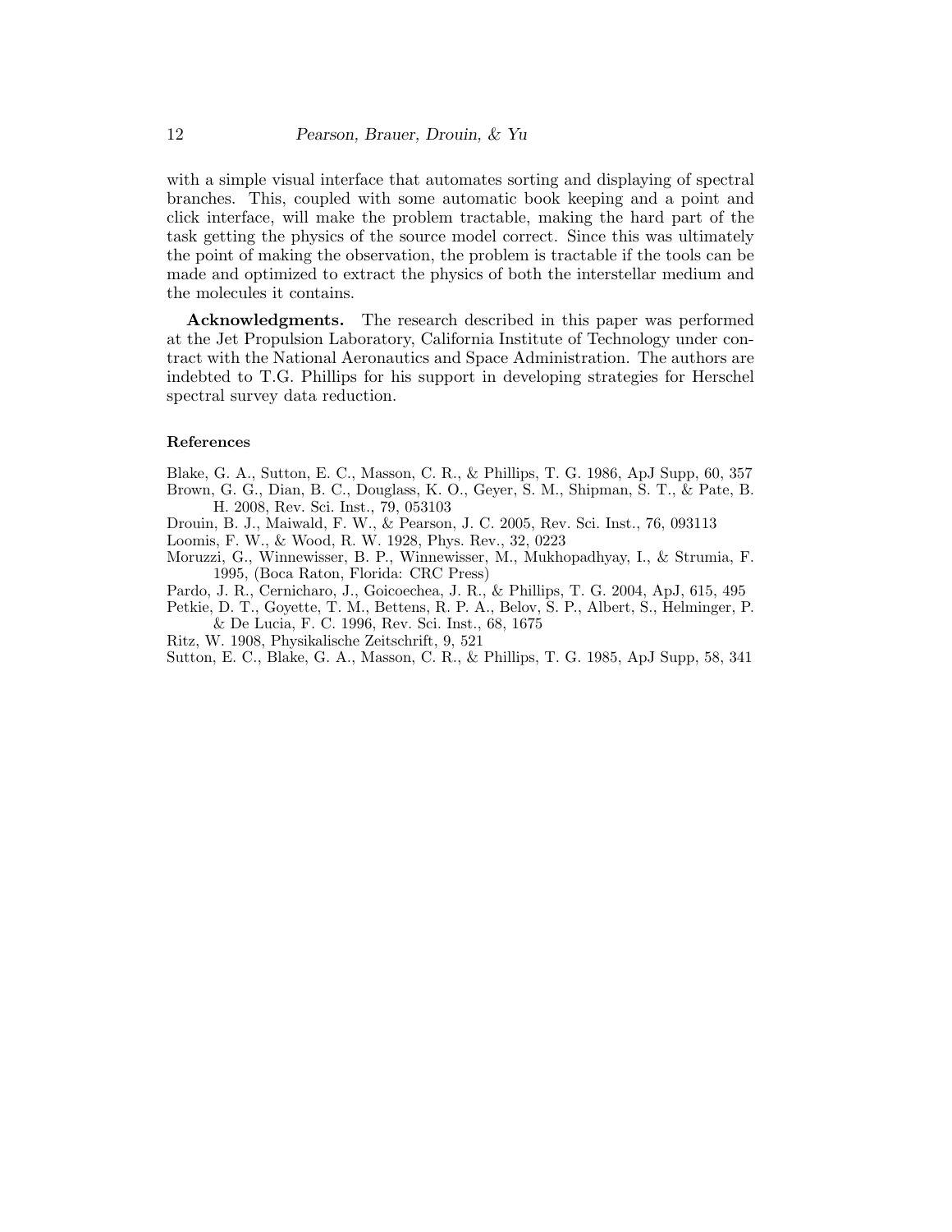with a simple visual interface that automates sorting and displaying of spectral branches. This, coupled with some automatic book keeping and a point and click interface, will make the problem tractable, making the hard part of the task getting the physics of the source model correct. Since this was ultimately the point of making the observation, the problem is tractable if the tools can be made and optimized to extract the physics of both the interstellar medium and the molecules it contains.

**Acknowledgments.** The research described in this paper was performed at the Jet Propulsion Laboratory, California Institute of Technology under contract with the National Aeronautics and Space Administration. The authors are indebted to T.G. Phillips for his support in developing strategies for Herschel spectral survey data reduction.

### References

Blake, G. A., Sutton, E. C., Masson, C. R., & Phillips, T. G. 1986, ApJ Supp, 60, 357

Brown, G. G., Dian, B. C., Douglass, K. O., Geyer, S. M., Shipman, S. T., & Pate, B. H. 2008, Rev. Sci. Inst., 79, 053103

Drouin, B. J., Maiwald, F. W., & Pearson, J. C. 2005, Rev. Sci. Inst., 76, 093113

Loomis, F. W., & Wood, R. W. 1928, Phys. Rev., 32, 0223

Moruzzi, G., Winnewisser, B. P., Winnewisser, M., Mukhopadhyay, I., & Strumia, F. 1995, (Boca Raton, Florida: CRC Press)

Pardo, J. R., Cernicharo, J., Goicoechea, J. R., & Phillips, T. G. 2004, ApJ, 615, 495

Petkie, D. T., Goyette, T. M., Bettens, R. P. A., Belov, S. P., Albert, S., Helminger, P. & De Lucia, F. C. 1996, Rev. Sci. Inst., 68, 1675

Ritz, W. 1908, Physikalische Zeitschrift, 9, 521

Sutton, E. C., Blake, G. A., Masson, C. R., & Phillips, T. G. 1985, ApJ Supp, 58, 341